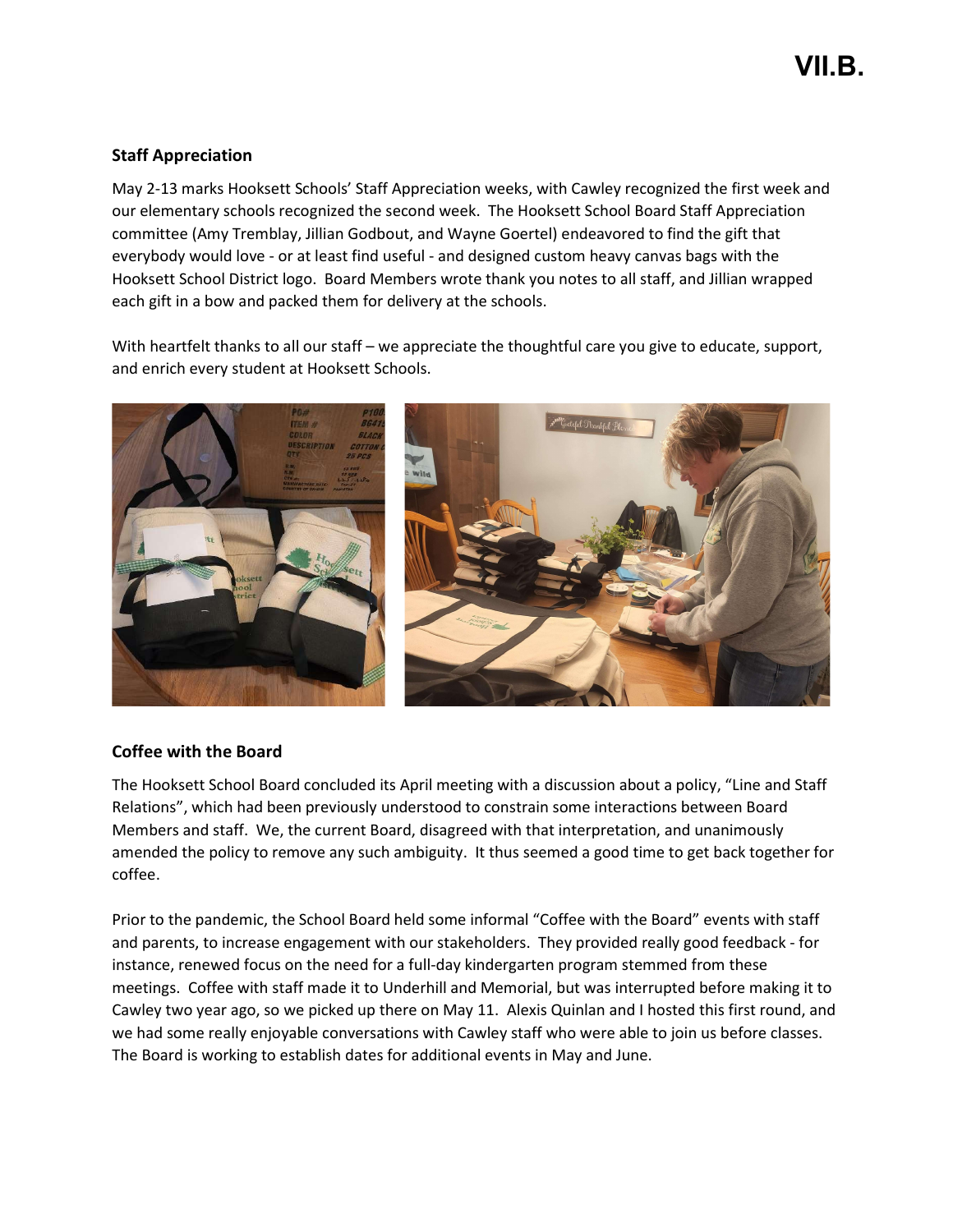VII.B.

### Staff Appreciation

May 2-13 marks Hooksett Schools' Staff Appreciation weeks, with Cawley recognized the first week and our elementary schools recognized the second week. The Hooksett School Board Staff Appreciation committee (Amy Tremblay, Jillian Godbout, and Wayne Goertel) endeavored to find the gift that everybody would love - or at least find useful - and designed custom heavy canvas bags with the Hooksett School District logo. Board Members wrote thank you notes to all staff, and Jillian wrapped each gift in a bow and packed them for delivery at the schools.

With heartfelt thanks to all our staff – we appreciate the thoughtful care you give to educate, support, and enrich every student at Hooksett Schools.

### Coffee with the Board

The Hooksett School Board concluded its April meeting with a discussion about a policy, "Line and Staff Relations", which had been previously understood to constrain some interactions between Board Members and staff. We, the current Board, disagreed with that interpretation, and unanimously amended the policy to remove any such ambiguity. It thus seemed a good time to get back together for coffee.

Prior to the pandemic, the School Board held some informal "Coffee with the Board" events with staff and parents, to increase engagement with our stakeholders. They provided really good feedback - for instance, renewed focus on the need for a full-day kindergarten program stemmed from these meetings. Coffee with staff made it to Underhill and Memorial, but was interrupted before making it to Cawley two year ago, so we picked up there on May 11. Alexis Quinlan and I hosted this first round, and we had some really enjoyable conversations with Cawley staff who were able to join us before classes. The Board is working to establish dates for additional events in May and June.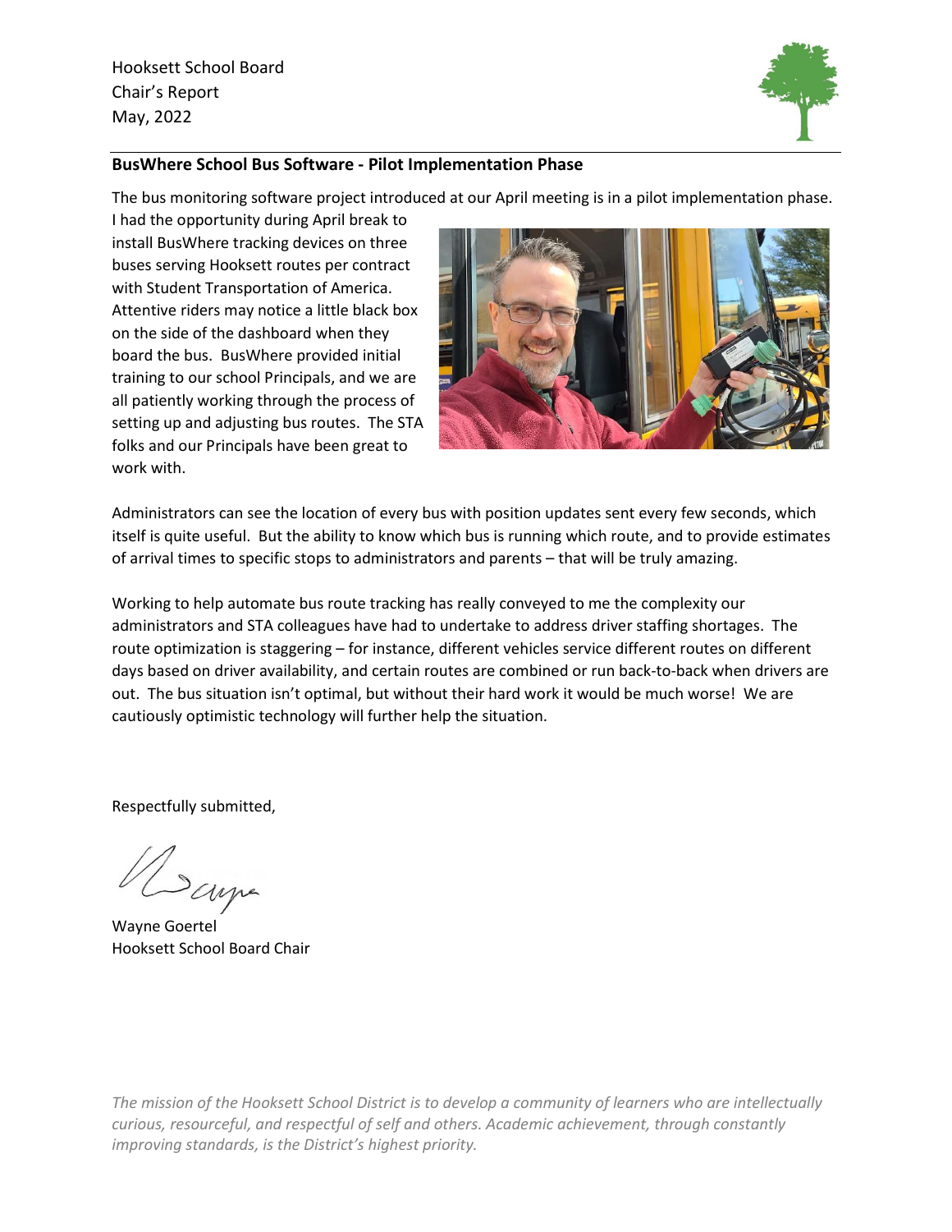Hooksett School Board
Chair's Report
May, 2022

## BusWhere School Bus Software - Pilot Implementation Phase

The bus monitoring software project introduced at our April meeting is in a pilot implementation phase. I had the opportunity during April break to install BusWhere tracking devices on three buses serving Hooksett routes per contract with Student Transportation of America. Attentive riders may notice a little black box on the side of the dashboard when they board the bus. BusWhere provided initial training to our school Principals, and we are all patiently working through the process of setting up and adjusting bus routes. The STA folks and our Principals have been great to work with.

Administrators can see the location of every bus with position updates sent every few seconds, which itself is quite useful. But the ability to know which bus is running which route, and to provide estimates of arrival times to specific stops to administrators and parents – that will be truly amazing.

Working to help automate bus route tracking has really conveyed to me the complexity our administrators and STA colleagues have had to undertake to address driver staffing shortages. The route optimization is staggering – for instance, different vehicles service different routes on different days based on driver availability, and certain routes are combined or run back-to-back when drivers are out. The bus situation isn't optimal, but without their hard work it would be much worse! We are cautiously optimistic technology will further help the situation.

Respectfully submitted,

Wayne Goertel
Hooksett School Board Chair

*The mission of the Hooksett School District is to develop a community of learners who are intellectually curious, resourceful, and respectful of self and others. Academic achievement, through constantly improving standards, is the District's highest priority.*